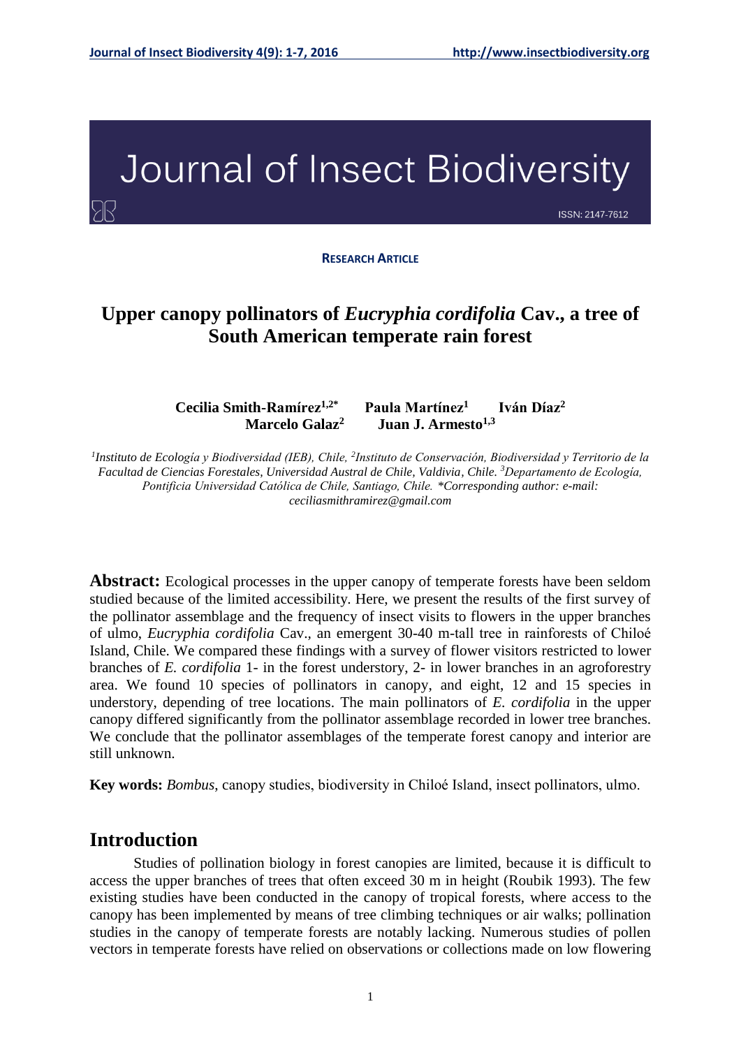**RESEARCH ARTICLE**

# Upper canopy pollinators of *Eucryphia cordifolia* Cav., a tree of South American temperate rain forest

**Cecilia Smith-Ramírez[1,2*]   Paula Martínez[1]   Iván Díaz[2]   Marcelo Galaz[2]   Juan J. Armesto[1,3]**

*[1]Instituto de Ecología y Biodiversidad (IEB), Chile, [2]Instituto de Conservación, Biodiversidad y Territorio de la Facultad de Ciencias Forestales, Universidad Austral de Chile, Valdivia, Chile. [3]Departamento de Ecología, Pontificia Universidad Católica de Chile, Santiago, Chile. \*Corresponding author: e-mail: ceciliasmithramirez@gmail.com*

**Abstract:** Ecological processes in the upper canopy of temperate forests have been seldom studied because of the limited accessibility. Here, we present the results of the first survey of the pollinator assemblage and the frequency of insect visits to flowers in the upper branches of ulmo, *Eucryphia cordifolia* Cav., an emergent 30-40 m-tall tree in rainforests of Chiloé Island, Chile. We compared these findings with a survey of flower visitors restricted to lower branches of *E. cordifolia* 1- in the forest understory, 2- in lower branches in an agroforestry area. We found 10 species of pollinators in canopy, and eight, 12 and 15 species in understory, depending of tree locations. The main pollinators of *E. cordifolia* in the upper canopy differed significantly from the pollinator assemblage recorded in lower tree branches. We conclude that the pollinator assemblages of the temperate forest canopy and interior are still unknown.

**Key words:** *Bombus*, canopy studies, biodiversity in Chiloé Island, insect pollinators, ulmo.

## Introduction

Studies of pollination biology in forest canopies are limited, because it is difficult to access the upper branches of trees that often exceed 30 m in height (Roubik 1993). The few existing studies have been conducted in the canopy of tropical forests, where access to the canopy has been implemented by means of tree climbing techniques or air walks; pollination studies in the canopy of temperate forests are notably lacking. Numerous studies of pollen vectors in temperate forests have relied on observations or collections made on low flowering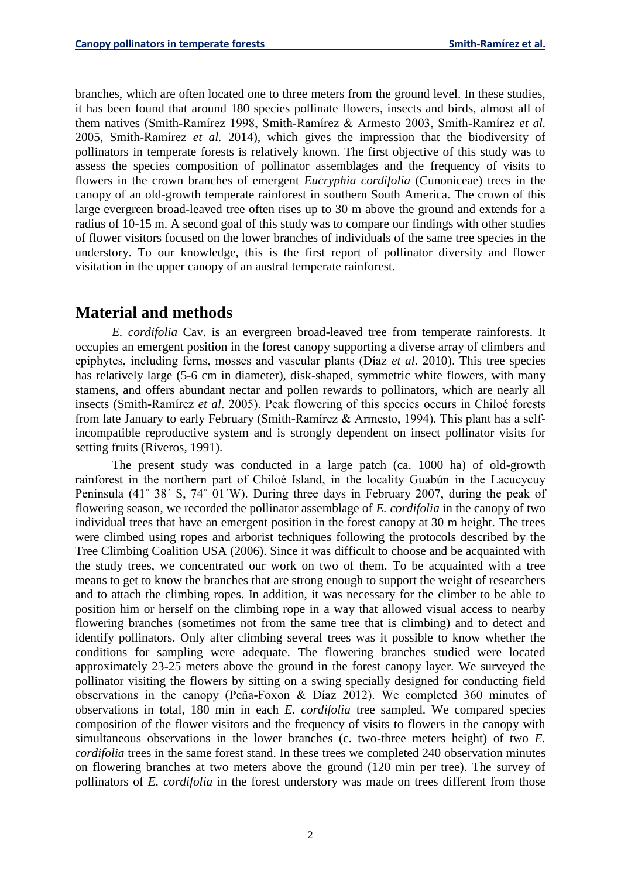branches, which are often located one to three meters from the ground level. In these studies, it has been found that around 180 species pollinate flowers, insects and birds, almost all of them natives (Smith-Ramírez 1998, Smith-Ramírez & Armesto 2003, Smith-Ramírez *et al.* 2005, Smith-Ramírez *et al.* 2014), which gives the impression that the biodiversity of pollinators in temperate forests is relatively known. The first objective of this study was to assess the species composition of pollinator assemblages and the frequency of visits to flowers in the crown branches of emergent *Eucryphia cordifolia* (Cunoniceae) trees in the canopy of an old-growth temperate rainforest in southern South America. The crown of this large evergreen broad-leaved tree often rises up to 30 m above the ground and extends for a radius of 10-15 m. A second goal of this study was to compare our findings with other studies of flower visitors focused on the lower branches of individuals of the same tree species in the understory. To our knowledge, this is the first report of pollinator diversity and flower visitation in the upper canopy of an austral temperate rainforest.

## Material and methods

*E. cordifolia* Cav. is an evergreen broad-leaved tree from temperate rainforests. It occupies an emergent position in the forest canopy supporting a diverse array of climbers and epiphytes, including ferns, mosses and vascular plants (Díaz *et al*. 2010). This tree species has relatively large (5-6 cm in diameter), disk-shaped, symmetric white flowers, with many stamens, and offers abundant nectar and pollen rewards to pollinators, which are nearly all insects (Smith-Ramírez *et al*. 2005). Peak flowering of this species occurs in Chiloé forests from late January to early February (Smith-Ramírez & Armesto, 1994). This plant has a self-incompatible reproductive system and is strongly dependent on insect pollinator visits for setting fruits (Riveros, 1991).

The present study was conducted in a large patch (ca. 1000 ha) of old-growth rainforest in the northern part of Chiloé Island, in the locality Guabún in the Lacucycuy Peninsula (41˚ 38´ S, 74˚ 01´W). During three days in February 2007, during the peak of flowering season, we recorded the pollinator assemblage of *E. cordifolia* in the canopy of two individual trees that have an emergent position in the forest canopy at 30 m height. The trees were climbed using ropes and arborist techniques following the protocols described by the Tree Climbing Coalition USA (2006). Since it was difficult to choose and be acquainted with the study trees, we concentrated our work on two of them. To be acquainted with a tree means to get to know the branches that are strong enough to support the weight of researchers and to attach the climbing ropes. In addition, it was necessary for the climber to be able to position him or herself on the climbing rope in a way that allowed visual access to nearby flowering branches (sometimes not from the same tree that is climbing) and to detect and identify pollinators. Only after climbing several trees was it possible to know whether the conditions for sampling were adequate. The flowering branches studied were located approximately 23-25 meters above the ground in the forest canopy layer. We surveyed the pollinator visiting the flowers by sitting on a swing specially designed for conducting field observations in the canopy (Peña-Foxon & Díaz 2012). We completed 360 minutes of observations in total, 180 min in each *E. cordifolia* tree sampled. We compared species composition of the flower visitors and the frequency of visits to flowers in the canopy with simultaneous observations in the lower branches (c. two-three meters height) of two *E. cordifolia* trees in the same forest stand. In these trees we completed 240 observation minutes on flowering branches at two meters above the ground (120 min per tree). The survey of pollinators of *E. cordifolia* in the forest understory was made on trees different from those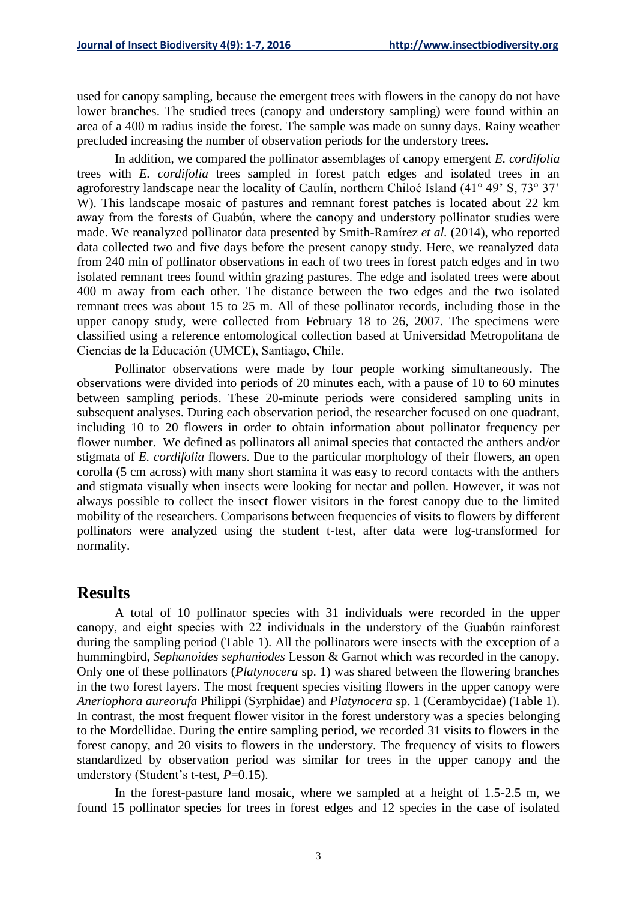used for canopy sampling, because the emergent trees with flowers in the canopy do not have lower branches. The studied trees (canopy and understory sampling) were found within an area of a 400 m radius inside the forest. The sample was made on sunny days. Rainy weather precluded increasing the number of observation periods for the understory trees.

In addition, we compared the pollinator assemblages of canopy emergent *E. cordifolia* trees with *E. cordifolia* trees sampled in forest patch edges and isolated trees in an agroforestry landscape near the locality of Caulín, northern Chiloé Island (41° 49' S, 73° 37' W). This landscape mosaic of pastures and remnant forest patches is located about 22 km away from the forests of Guabún, where the canopy and understory pollinator studies were made. We reanalyzed pollinator data presented by Smith-Ramírez *et al.* (2014), who reported data collected two and five days before the present canopy study. Here, we reanalyzed data from 240 min of pollinator observations in each of two trees in forest patch edges and in two isolated remnant trees found within grazing pastures. The edge and isolated trees were about 400 m away from each other. The distance between the two edges and the two isolated remnant trees was about 15 to 25 m. All of these pollinator records, including those in the upper canopy study, were collected from February 18 to 26, 2007. The specimens were classified using a reference entomological collection based at Universidad Metropolitana de Ciencias de la Educación (UMCE), Santiago, Chile.

Pollinator observations were made by four people working simultaneously. The observations were divided into periods of 20 minutes each, with a pause of 10 to 60 minutes between sampling periods. These 20-minute periods were considered sampling units in subsequent analyses. During each observation period, the researcher focused on one quadrant, including 10 to 20 flowers in order to obtain information about pollinator frequency per flower number. We defined as pollinators all animal species that contacted the anthers and/or stigmata of *E. cordifolia* flowers. Due to the particular morphology of their flowers, an open corolla (5 cm across) with many short stamina it was easy to record contacts with the anthers and stigmata visually when insects were looking for nectar and pollen. However, it was not always possible to collect the insect flower visitors in the forest canopy due to the limited mobility of the researchers. Comparisons between frequencies of visits to flowers by different pollinators were analyzed using the student t-test, after data were log-transformed for normality.

# Results

A total of 10 pollinator species with 31 individuals were recorded in the upper canopy, and eight species with 22 individuals in the understory of the Guabún rainforest during the sampling period (Table 1). All the pollinators were insects with the exception of a hummingbird, *Sephanoides sephaniodes* Lesson & Garnot which was recorded in the canopy. Only one of these pollinators (*Platynocera* sp. 1) was shared between the flowering branches in the two forest layers. The most frequent species visiting flowers in the upper canopy were *Aneriophora aureorufa* Philippi (Syrphidae) and *Platynocera* sp. 1 (Cerambycidae) (Table 1). In contrast, the most frequent flower visitor in the forest understory was a species belonging to the Mordellidae. During the entire sampling period, we recorded 31 visits to flowers in the forest canopy, and 20 visits to flowers in the understory. The frequency of visits to flowers standardized by observation period was similar for trees in the upper canopy and the understory (Student's t-test, $P$=0.15).

In the forest-pasture land mosaic, where we sampled at a height of 1.5-2.5 m, we found 15 pollinator species for trees in forest edges and 12 species in the case of isolated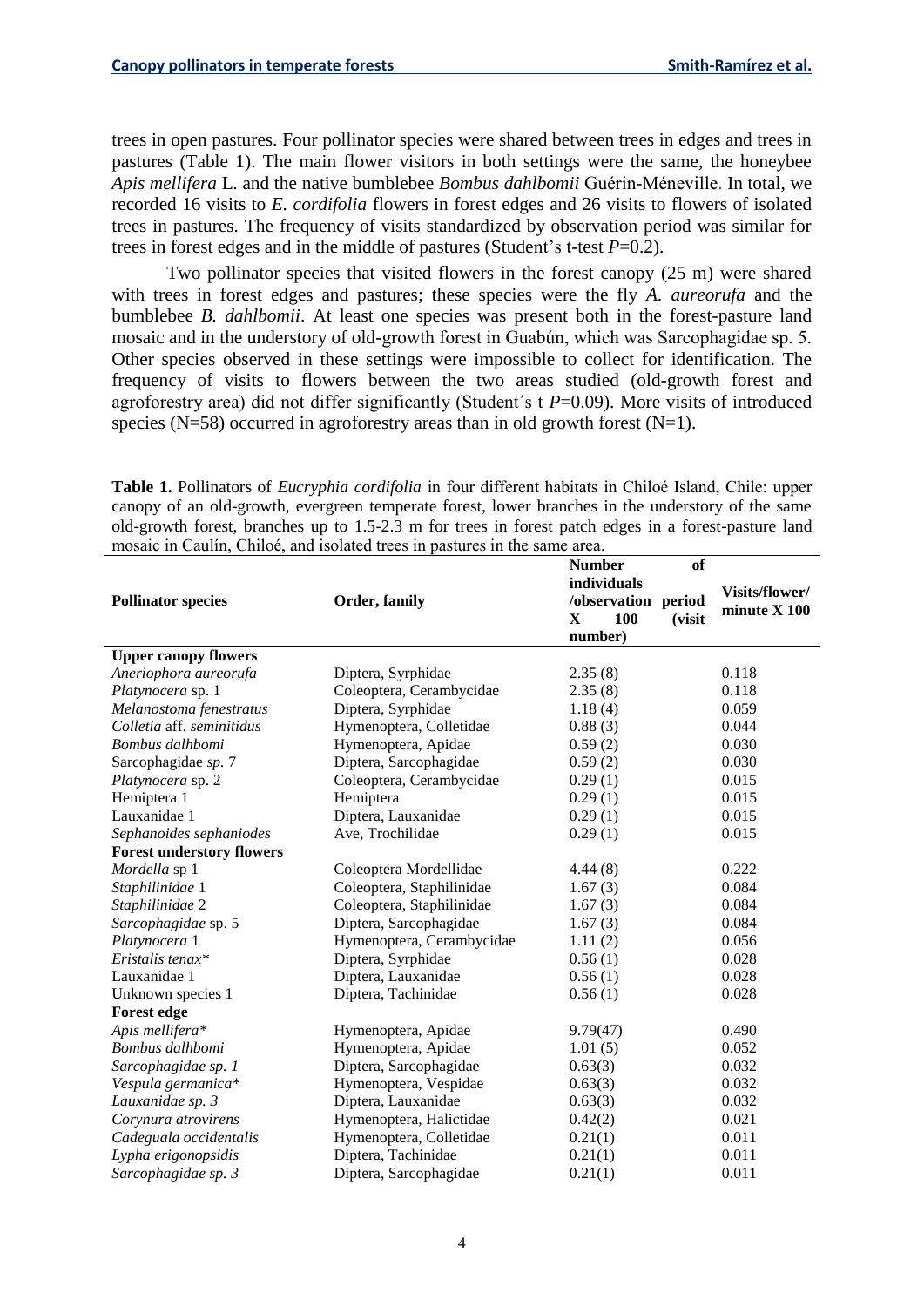trees in open pastures. Four pollinator species were shared between trees in edges and trees in pastures (Table 1). The main flower visitors in both settings were the same, the honeybee *Apis mellifera* L. and the native bumblebee *Bombus dahlbomii* Guérin-Méneville. In total, we recorded 16 visits to *E. cordifolia* flowers in forest edges and 26 visits to flowers of isolated trees in pastures. The frequency of visits standardized by observation period was similar for trees in forest edges and in the middle of pastures (Student's t-test $P$=0.2).

Two pollinator species that visited flowers in the forest canopy (25 m) were shared with trees in forest edges and pastures; these species were the fly *A. aureorufa* and the bumblebee *B. dahlbomii*. At least one species was present both in the forest-pasture land mosaic and in the understory of old-growth forest in Guabún, which was Sarcophagidae sp. 5. Other species observed in these settings were impossible to collect for identification. The frequency of visits to flowers between the two areas studied (old-growth forest and agroforestry area) did not differ significantly (Student´s t $P$=0.09). More visits of introduced species (N=58) occurred in agroforestry areas than in old growth forest (N=1).

**Table 1.** Pollinators of *Eucryphia cordifolia* in four different habitats in Chiloé Island, Chile: upper canopy of an old-growth, evergreen temperate forest, lower branches in the understory of the same old-growth forest, branches up to 1.5-2.3 m for trees in forest patch edges in a forest-pasture land mosaic in Caulín, Chiloé, and isolated trees in pastures in the same area.

| Pollinator species | Order, family | Number of individuals /observation period X 100 (visit number) | Visits/flower/ minute X 100 |
|---|---|---|---|
| **Upper canopy flowers** | | | |
| *Aneriophora aureorufa* | Diptera, Syrphidae | 2.35 (8) | 0.118 |
| *Platynocera* sp. 1 | Coleoptera, Cerambycidae | 2.35 (8) | 0.118 |
| *Melanostoma fenestratus* | Diptera, Syrphidae | 1.18 (4) | 0.059 |
| *Colletia* aff. *seminitidus* | Hymenoptera, Colletidae | 0.88 (3) | 0.044 |
| *Bombus dalhbomi* | Hymenoptera, Apidae | 0.59 (2) | 0.030 |
| Sarcophagidae *sp.* 7 | Diptera, Sarcophagidae | 0.59 (2) | 0.030 |
| *Platynocera* sp. 2 | Coleoptera, Cerambycidae | 0.29 (1) | 0.015 |
| Hemiptera 1 | Hemiptera | 0.29 (1) | 0.015 |
| Lauxanidae 1 | Diptera, Lauxanidae | 0.29 (1) | 0.015 |
| *Sephanoides sephaniodes* | Ave, Trochilidae | 0.29 (1) | 0.015 |
| **Forest understory flowers** | | | |
| *Mordella* sp 1 | Coleoptera Mordellidae | 4.44 (8) | 0.222 |
| *Staphilinidae* 1 | Coleoptera, Staphilinidae | 1.67 (3) | 0.084 |
| *Staphilinidae* 2 | Coleoptera, Staphilinidae | 1.67 (3) | 0.084 |
| *Sarcophagidae* sp. 5 | Diptera, Sarcophagidae | 1.67 (3) | 0.084 |
| *Platynocera* 1 | Hymenoptera, Cerambycidae | 1.11 (2) | 0.056 |
| *Eristalis tenax** | Diptera, Syrphidae | 0.56 (1) | 0.028 |
| Lauxanidae 1 | Diptera, Lauxanidae | 0.56 (1) | 0.028 |
| Unknown species 1 | Diptera, Tachinidae | 0.56 (1) | 0.028 |
| **Forest edge** | | | |
| *Apis mellifera** | Hymenoptera, Apidae | 9.79(47) | 0.490 |
| *Bombus dalhbomi* | Hymenoptera, Apidae | 1.01 (5) | 0.052 |
| *Sarcophagidae sp. 1* | Diptera, Sarcophagidae | 0.63(3) | 0.032 |
| *Vespula germanica** | Hymenoptera, Vespidae | 0.63(3) | 0.032 |
| *Lauxanidae sp. 3* | Diptera, Lauxanidae | 0.63(3) | 0.032 |
| *Corynura atrovirens* | Hymenoptera, Halictidae | 0.42(2) | 0.021 |
| *Cadeguala occidentalis* | Hymenoptera, Colletidae | 0.21(1) | 0.011 |
| *Lypha erigonopsidis* | Diptera, Tachinidae | 0.21(1) | 0.011 |
| *Sarcophagidae sp. 3* | Diptera, Sarcophagidae | 0.21(1) | 0.011 |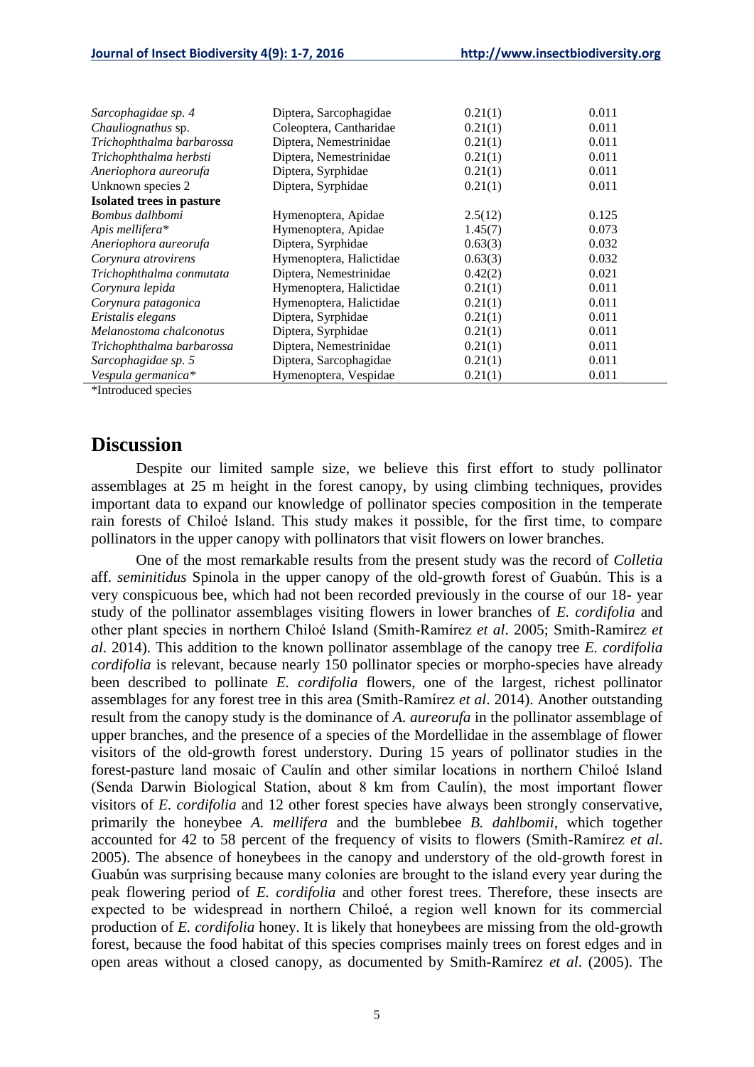| | | | |
|---|---|---|---|
| *Sarcophagidae sp. 4* | Diptera, Sarcophagidae | 0.21(1) | 0.011 |
| *Chauliognathus* sp. | Coleoptera, Cantharidae | 0.21(1) | 0.011 |
| *Trichophthalma barbarossa* | Diptera, Nemestrinidae | 0.21(1) | 0.011 |
| *Trichophthalma herbsti* | Diptera, Nemestrinidae | 0.21(1) | 0.011 |
| *Aneriophora aureorufa* | Diptera, Syrphidae | 0.21(1) | 0.011 |
| Unknown species 2 | Diptera, Syrphidae | 0.21(1) | 0.011 |
| **Isolated trees in pasture** | | | |
| *Bombus dalhbomi* | Hymenoptera, Apidae | 2.5(12) | 0.125 |
| *Apis mellifera\** | Hymenoptera, Apidae | 1.45(7) | 0.073 |
| *Aneriophora aureorufa* | Diptera, Syrphidae | 0.63(3) | 0.032 |
| *Corynura atrovirens* | Hymenoptera, Halictidae | 0.63(3) | 0.032 |
| *Trichophthalma conmutata* | Diptera, Nemestrinidae | 0.42(2) | 0.021 |
| *Corynura lepida* | Hymenoptera, Halictidae | 0.21(1) | 0.011 |
| *Corynura patagonica* | Hymenoptera, Halictidae | 0.21(1) | 0.011 |
| *Eristalis elegans* | Diptera, Syrphidae | 0.21(1) | 0.011 |
| *Melanostoma chalconotus* | Diptera, Syrphidae | 0.21(1) | 0.011 |
| *Trichophthalma barbarossa* | Diptera, Nemestrinidae | 0.21(1) | 0.011 |
| *Sarcophagidae sp. 5* | Diptera, Sarcophagidae | 0.21(1) | 0.011 |
| *Vespula germanica\** | Hymenoptera, Vespidae | 0.21(1) | 0.011 |

*Introduced species

## Discussion

Despite our limited sample size, we believe this first effort to study pollinator assemblages at 25 m height in the forest canopy, by using climbing techniques, provides important data to expand our knowledge of pollinator species composition in the temperate rain forests of Chiloé Island. This study makes it possible, for the first time, to compare pollinators in the upper canopy with pollinators that visit flowers on lower branches.

One of the most remarkable results from the present study was the record of *Colletia* aff. *seminitidus* Spinola in the upper canopy of the old-growth forest of Guabún. This is a very conspicuous bee, which had not been recorded previously in the course of our 18- year study of the pollinator assemblages visiting flowers in lower branches of *E. cordifolia* and other plant species in northern Chiloé Island (Smith-Ramírez *et al*. 2005; Smith-Ramírez *et al*. 2014). This addition to the known pollinator assemblage of the canopy tree *E. cordifolia cordifolia* is relevant, because nearly 150 pollinator species or morpho-species have already been described to pollinate *E. cordifolia* flowers, one of the largest, richest pollinator assemblages for any forest tree in this area (Smith-Ramírez *et al*. 2014). Another outstanding result from the canopy study is the dominance of *A. aureorufa* in the pollinator assemblage of upper branches, and the presence of a species of the Mordellidae in the assemblage of flower visitors of the old-growth forest understory. During 15 years of pollinator studies in the forest-pasture land mosaic of Caulín and other similar locations in northern Chiloé Island (Senda Darwin Biological Station, about 8 km from Caulín), the most important flower visitors of *E. cordifolia* and 12 other forest species have always been strongly conservative, primarily the honeybee *A. mellifera* and the bumblebee *B. dahlbomii*, which together accounted for 42 to 58 percent of the frequency of visits to flowers (Smith-Ramírez *et al*. 2005). The absence of honeybees in the canopy and understory of the old-growth forest in Guabún was surprising because many colonies are brought to the island every year during the peak flowering period of *E. cordifolia* and other forest trees. Therefore, these insects are expected to be widespread in northern Chiloé, a region well known for its commercial production of *E. cordifolia* honey. It is likely that honeybees are missing from the old-growth forest, because the food habitat of this species comprises mainly trees on forest edges and in open areas without a closed canopy, as documented by Smith-Ramírez *et al*. (2005). The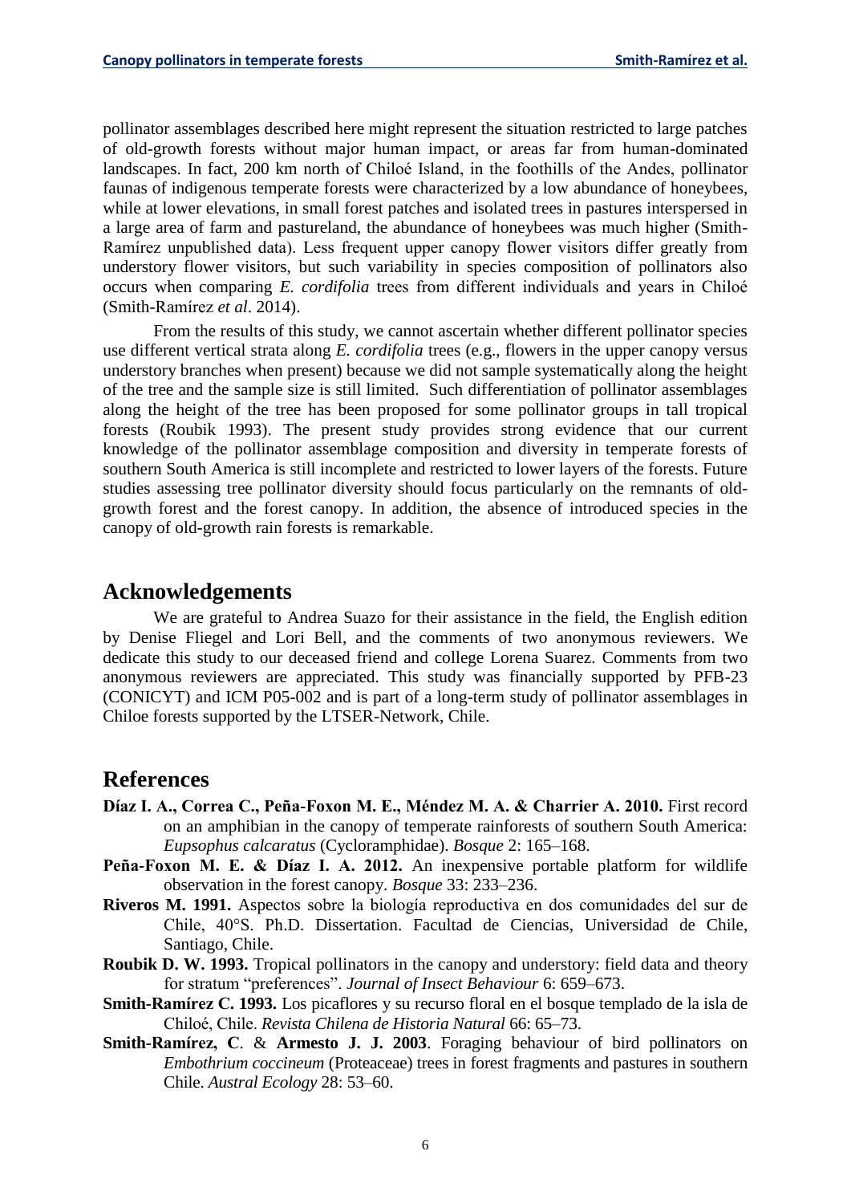pollinator assemblages described here might represent the situation restricted to large patches of old-growth forests without major human impact, or areas far from human-dominated landscapes. In fact, 200 km north of Chiloé Island, in the foothills of the Andes, pollinator faunas of indigenous temperate forests were characterized by a low abundance of honeybees, while at lower elevations, in small forest patches and isolated trees in pastures interspersed in a large area of farm and pastureland, the abundance of honeybees was much higher (Smith-Ramírez unpublished data). Less frequent upper canopy flower visitors differ greatly from understory flower visitors, but such variability in species composition of pollinators also occurs when comparing *E. cordifolia* trees from different individuals and years in Chiloé (Smith-Ramírez *et al*. 2014).

From the results of this study, we cannot ascertain whether different pollinator species use different vertical strata along *E. cordifolia* trees (e.g., flowers in the upper canopy versus understory branches when present) because we did not sample systematically along the height of the tree and the sample size is still limited. Such differentiation of pollinator assemblages along the height of the tree has been proposed for some pollinator groups in tall tropical forests (Roubik 1993). The present study provides strong evidence that our current knowledge of the pollinator assemblage composition and diversity in temperate forests of southern South America is still incomplete and restricted to lower layers of the forests. Future studies assessing tree pollinator diversity should focus particularly on the remnants of old-growth forest and the forest canopy. In addition, the absence of introduced species in the canopy of old-growth rain forests is remarkable.

# Acknowledgements

We are grateful to Andrea Suazo for their assistance in the field, the English edition by Denise Fliegel and Lori Bell, and the comments of two anonymous reviewers. We dedicate this study to our deceased friend and college Lorena Suarez. Comments from two anonymous reviewers are appreciated. This study was financially supported by PFB-23 (CONICYT) and ICM P05-002 and is part of a long-term study of pollinator assemblages in Chiloe forests supported by the LTSER-Network, Chile.

# References

**Díaz I. A., Correa C., Peña-Foxon M. E., Méndez M. A. & Charrier A. 2010.** First record on an amphibian in the canopy of temperate rainforests of southern South America: *Eupsophus calcaratus* (Cycloramphidae). *Bosque* 2: 165–168.

**Peña-Foxon M. E. & Díaz I. A. 2012.** An inexpensive portable platform for wildlife observation in the forest canopy. *Bosque* 33: 233–236.

**Riveros M. 1991.** Aspectos sobre la biología reproductiva en dos comunidades del sur de Chile, 40°S. Ph.D. Dissertation. Facultad de Ciencias, Universidad de Chile, Santiago, Chile.

**Roubik D. W. 1993.** Tropical pollinators in the canopy and understory: field data and theory for stratum "preferences". *Journal of Insect Behaviour* 6: 659–673.

**Smith-Ramírez C. 1993.** Los picaflores y su recurso floral en el bosque templado de la isla de Chiloé, Chile. *Revista Chilena de Historia Natural* 66: 65–73.

**Smith-Ramírez, C**. & **Armesto J. J. 2003**. Foraging behaviour of bird pollinators on *Embothrium coccineum* (Proteaceae) trees in forest fragments and pastures in southern Chile. *Austral Ecology* 28: 53–60.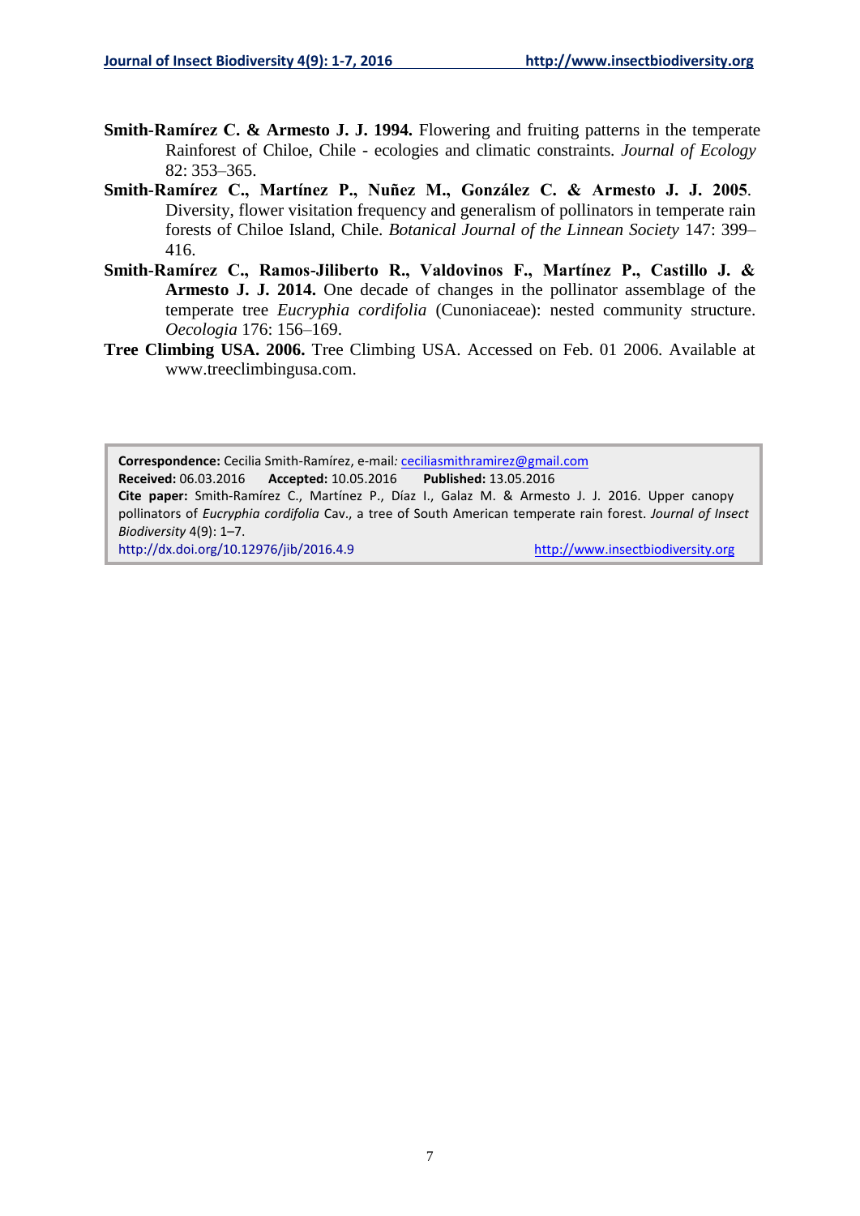**Smith-Ramírez C. & Armesto J. J. 1994.** Flowering and fruiting patterns in the temperate Rainforest of Chiloe, Chile - ecologies and climatic constraints. *Journal of Ecology* 82: 353–365.

**Smith-Ramírez C., Martínez P., Nuñez M., González C. & Armesto J. J. 2005**. Diversity, flower visitation frequency and generalism of pollinators in temperate rain forests of Chiloe Island, Chile. *Botanical Journal of the Linnean Society* 147: 399–416.

**Smith-Ramírez C., Ramos-Jiliberto R., Valdovinos F., Martínez P., Castillo J. & Armesto J. J. 2014.** One decade of changes in the pollinator assemblage of the temperate tree *Eucryphia cordifolia* (Cunoniaceae): nested community structure. *Oecologia* 176: 156–169.

**Tree Climbing USA. 2006.** Tree Climbing USA. Accessed on Feb. 01 2006. Available at www.treeclimbingusa.com.

**Correspondence:** Cecilia Smith-Ramírez, e-mail*:* ceciliasmithramirez@gmail.com
**Received:** 06.03.2016 **Accepted:** 10.05.2016 **Published:** 13.05.2016
**Cite paper:** Smith-Ramírez C., Martínez P., Díaz I., Galaz M. & Armesto J. J. 2016. Upper canopy pollinators of *Eucryphia cordifolia* Cav., a tree of South American temperate rain forest. *Journal of Insect Biodiversity* 4(9): 1–7.
http://dx.doi.org/10.12976/jib/2016.4.9 http://www.insectbiodiversity.org